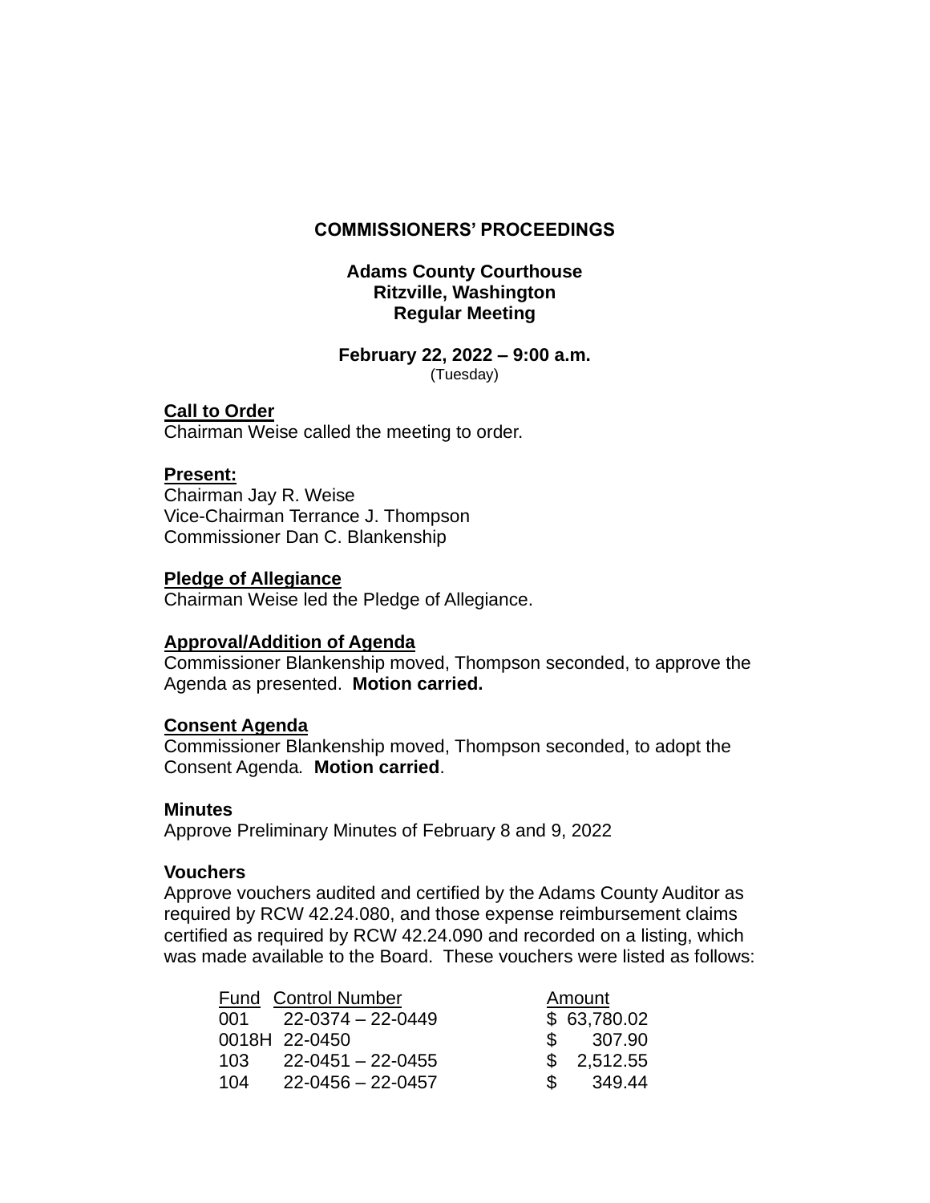# COMMISSIONERS' PROCEEDINGS

## Adams County Courthouse
## Ritzville, Washington
## Regular Meeting

**February 22, 2022 – 9:00 a.m.**
(Tuesday)

**Call to Order**
Chairman Weise called the meeting to order.

**Present:**
Chairman Jay R. Weise
Vice-Chairman Terrance J. Thompson
Commissioner Dan C. Blankenship

**Pledge of Allegiance**
Chairman Weise led the Pledge of Allegiance.

**Approval/Addition of Agenda**
Commissioner Blankenship moved, Thompson seconded, to approve the Agenda as presented. **Motion carried.**

**Consent Agenda**
Commissioner Blankenship moved, Thompson seconded, to adopt the Consent Agenda. **Motion carried**.

**Minutes**
Approve Preliminary Minutes of February 8 and 9, 2022

**Vouchers**
Approve vouchers audited and certified by the Adams County Auditor as required by RCW 42.24.080, and those expense reimbursement claims certified as required by RCW 42.24.090 and recorded on a listing, which was made available to the Board. These vouchers were listed as follows:

| Fund | Control Number | Amount |
|---|---|---|
| 001 | 22-0374 – 22-0449 | $ 63,780.02 |
| 0018H | 22-0450 | $ 307.90 |
| 103 | 22-0451 – 22-0455 | $ 2,512.55 |
| 104 | 22-0456 – 22-0457 | $ 349.44 |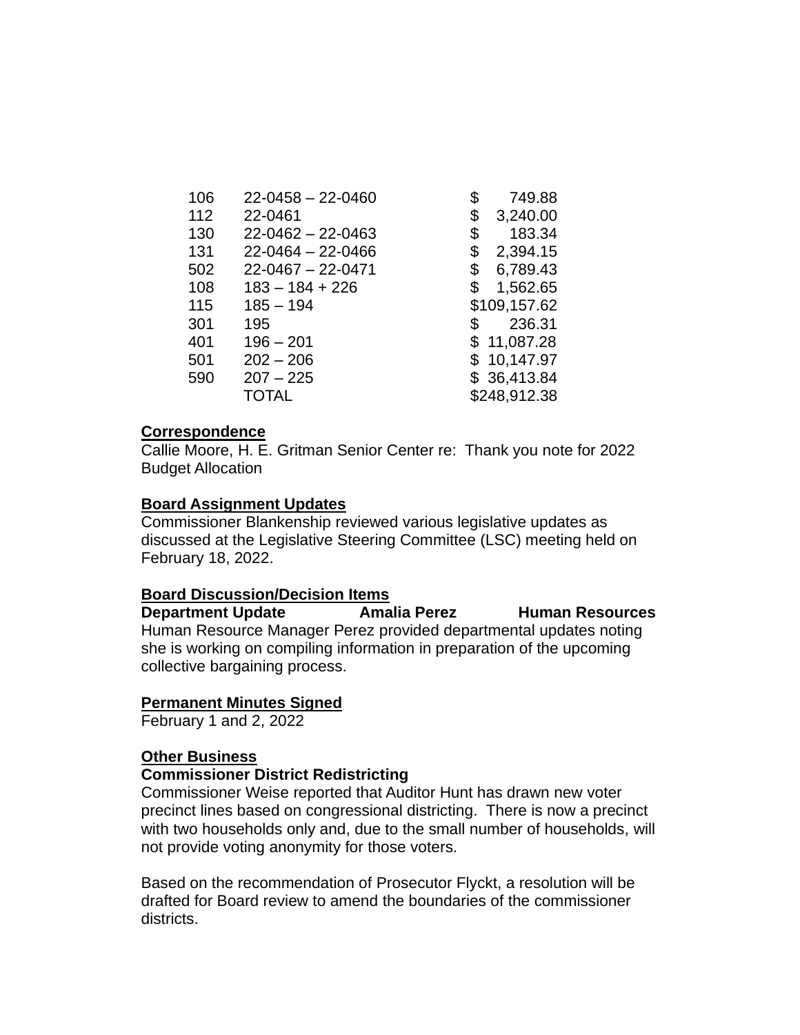| | | |
|---|---|---|
| 106 | 22-0458 – 22-0460 | $ 749.88 |
| 112 | 22-0461 | $ 3,240.00 |
| 130 | 22-0462 – 22-0463 | $ 183.34 |
| 131 | 22-0464 – 22-0466 | $ 2,394.15 |
| 502 | 22-0467 – 22-0471 | $ 6,789.43 |
| 108 | 183 – 184 + 226 | $ 1,562.65 |
| 115 | 185 – 194 | $109,157.62 |
| 301 | 195 | $ 236.31 |
| 401 | 196 – 201 | $ 11,087.28 |
| 501 | 202 – 206 | $ 10,147.97 |
| 590 | 207 – 225 | $ 36,413.84 |
| | TOTAL | $248,912.38 |

**Correspondence**

Callie Moore, H. E. Gritman Senior Center re: Thank you note for 2022 Budget Allocation

**Board Assignment Updates**

Commissioner Blankenship reviewed various legislative updates as discussed at the Legislative Steering Committee (LSC) meeting held on February 18, 2022.

**Board Discussion/Decision Items**

**Department Update** &nbsp;&nbsp;&nbsp;&nbsp; **Amalia Perez** &nbsp;&nbsp;&nbsp;&nbsp; **Human Resources**

Human Resource Manager Perez provided departmental updates noting she is working on compiling information in preparation of the upcoming collective bargaining process.

**Permanent Minutes Signed**

February 1 and 2, 2022

**Other Business**

**Commissioner District Redistricting**

Commissioner Weise reported that Auditor Hunt has drawn new voter precinct lines based on congressional districting. There is now a precinct with two households only and, due to the small number of households, will not provide voting anonymity for those voters.

Based on the recommendation of Prosecutor Flyckt, a resolution will be drafted for Board review to amend the boundaries of the commissioner districts.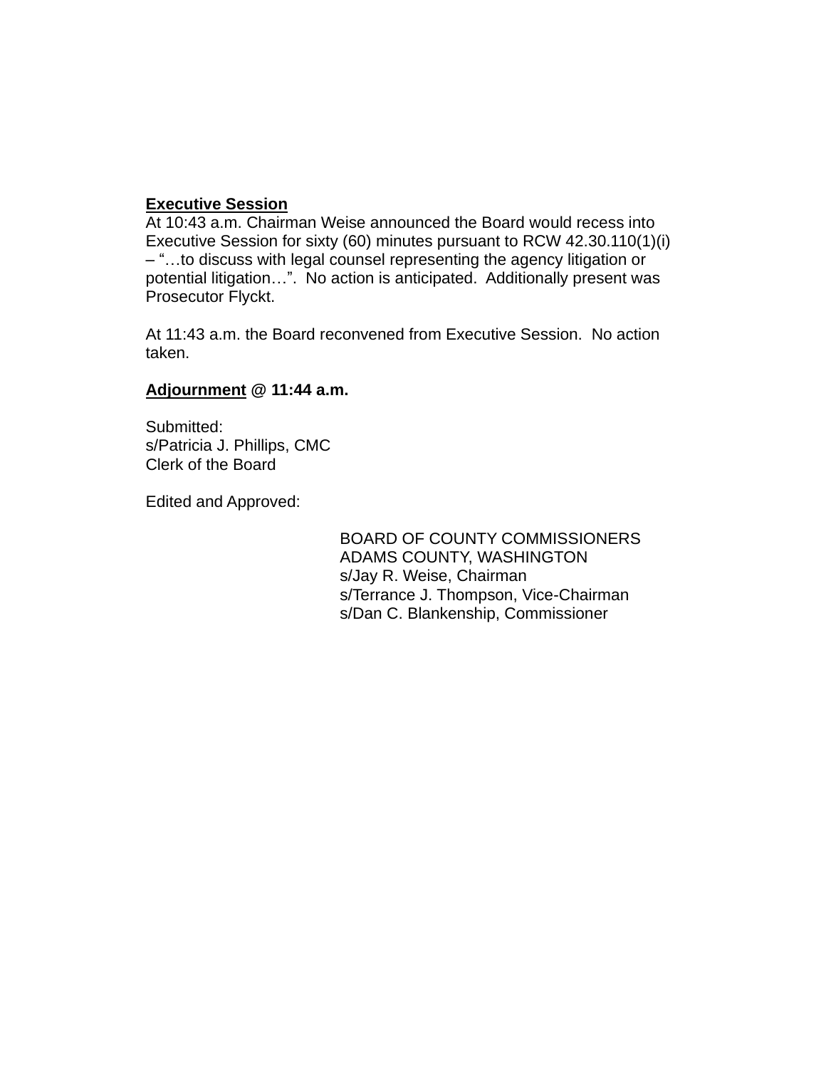**<u>Executive Session</u>**
At 10:43 a.m. Chairman Weise announced the Board would recess into Executive Session for sixty (60) minutes pursuant to RCW 42.30.110(1)(i) – "…to discuss with legal counsel representing the agency litigation or potential litigation…". No action is anticipated. Additionally present was Prosecutor Flyckt.

At 11:43 a.m. the Board reconvened from Executive Session. No action taken.

**<u>Adjournment</u> @ 11:44 a.m.**

Submitted:
s/Patricia J. Phillips, CMC
Clerk of the Board

Edited and Approved:

BOARD OF COUNTY COMMISSIONERS
ADAMS COUNTY, WASHINGTON
s/Jay R. Weise, Chairman
s/Terrance J. Thompson, Vice-Chairman
s/Dan C. Blankenship, Commissioner